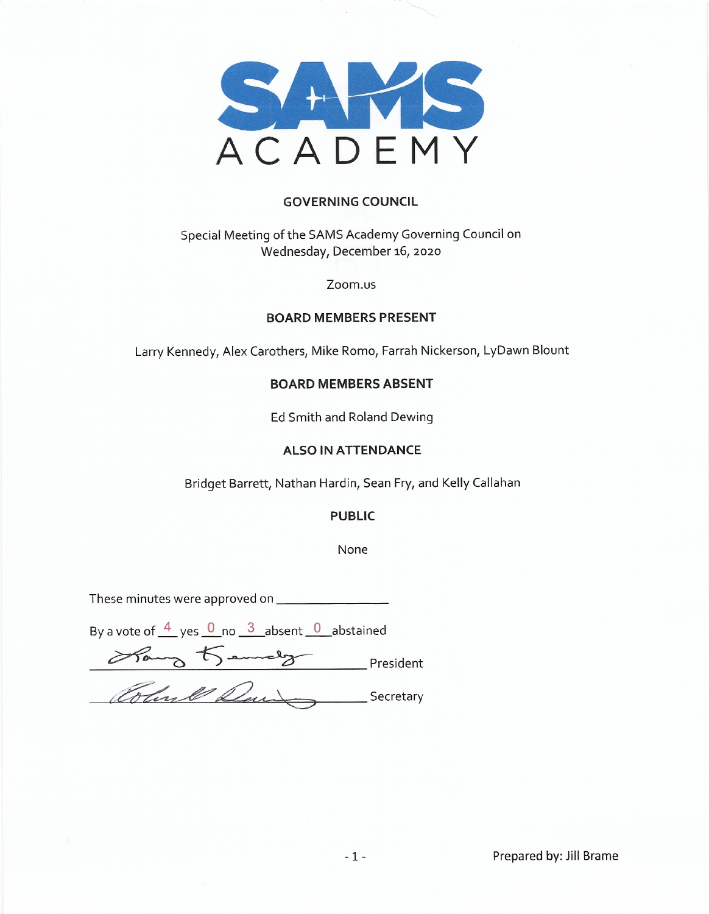# SAMS ACADEMY

## GOVERNING COUNCIL

Special Meeting of the SAMS Academy Governing Council on Wednesday, December 16, 2020

Zoom.us

### BOARD MEMBERS PRESENT

Larry Kennedy, Alex Carothers, Mike Romo, Farrah Nickerson, LyDawn Blount

### BOARD MEMBERS ABSENT

Ed Smith and Roland Dewing

### ALSO IN ATTENDANCE

Bridget Barrett, Nathan Hardin, Sean Fry, and Kelly Callahan

### PUBLIC

None

These minutes were approved on ________________

By a vote of 4 yes 0 no 3 absent 0 abstained

________________ President

________________ Secretary

Prepared by: Jill Brame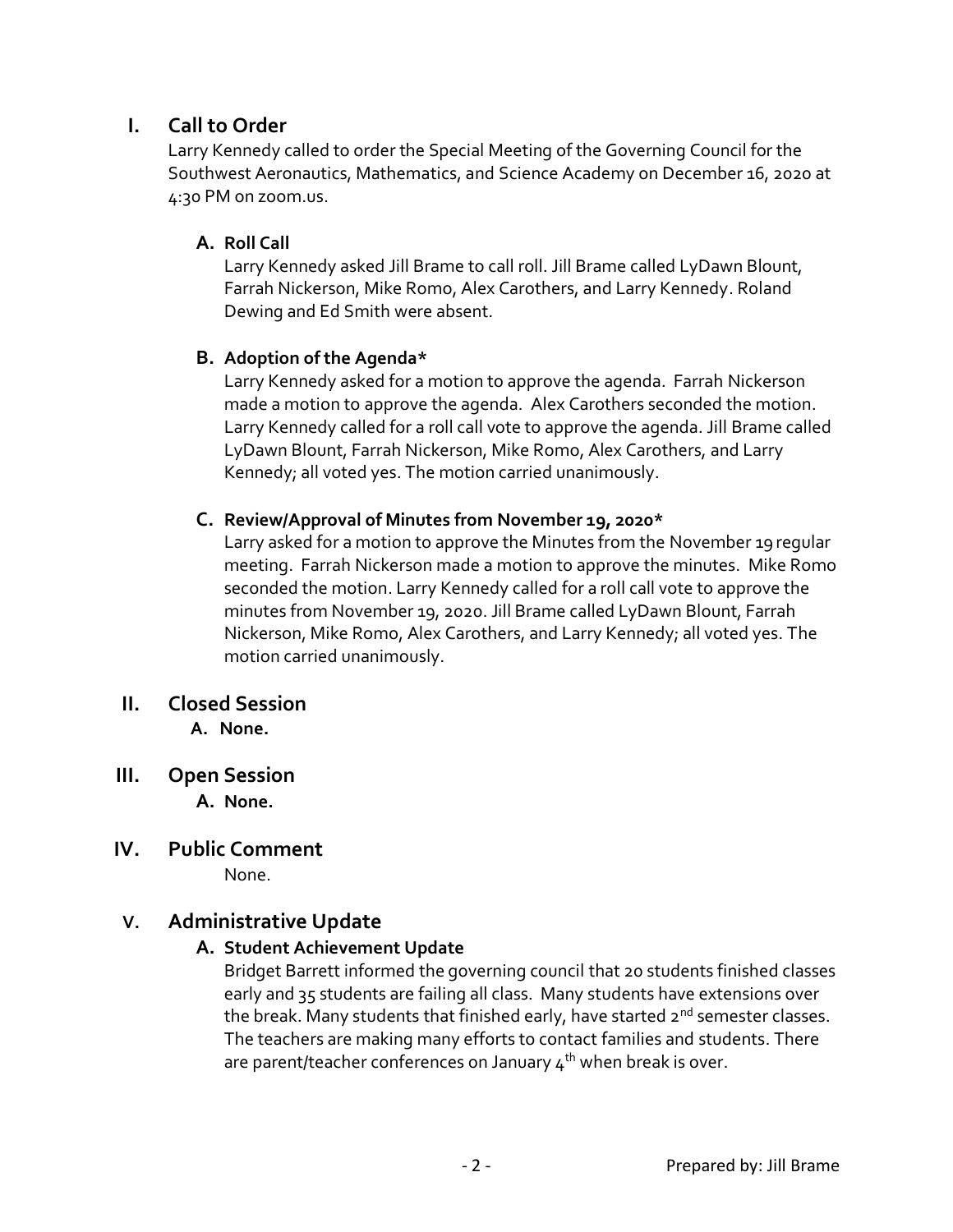## I. Call to Order

Larry Kennedy called to order the Special Meeting of the Governing Council for the Southwest Aeronautics, Mathematics, and Science Academy on December 16, 2020 at 4:30 PM on zoom.us.

### A. Roll Call

Larry Kennedy asked Jill Brame to call roll. Jill Brame called LyDawn Blount, Farrah Nickerson, Mike Romo, Alex Carothers, and Larry Kennedy. Roland Dewing and Ed Smith were absent.

### B. Adoption of the Agenda*

Larry Kennedy asked for a motion to approve the agenda. Farrah Nickerson made a motion to approve the agenda. Alex Carothers seconded the motion. Larry Kennedy called for a roll call vote to approve the agenda. Jill Brame called LyDawn Blount, Farrah Nickerson, Mike Romo, Alex Carothers, and Larry Kennedy; all voted yes. The motion carried unanimously.

### C. Review/Approval of Minutes from November 19, 2020*

Larry asked for a motion to approve the Minutes from the November 19 regular meeting. Farrah Nickerson made a motion to approve the minutes. Mike Romo seconded the motion. Larry Kennedy called for a roll call vote to approve the minutes from November 19, 2020. Jill Brame called LyDawn Blount, Farrah Nickerson, Mike Romo, Alex Carothers, and Larry Kennedy; all voted yes. The motion carried unanimously.

## II. Closed Session

**A. None.**

## III. Open Session

**A. None.**

## IV. Public Comment

None.

## V. Administrative Update

### A. Student Achievement Update

Bridget Barrett informed the governing council that 20 students finished classes early and 35 students are failing all class. Many students have extensions over the break. Many students that finished early, have started 2nd semester classes. The teachers are making many efforts to contact families and students. There are parent/teacher conferences on January 4th when break is over.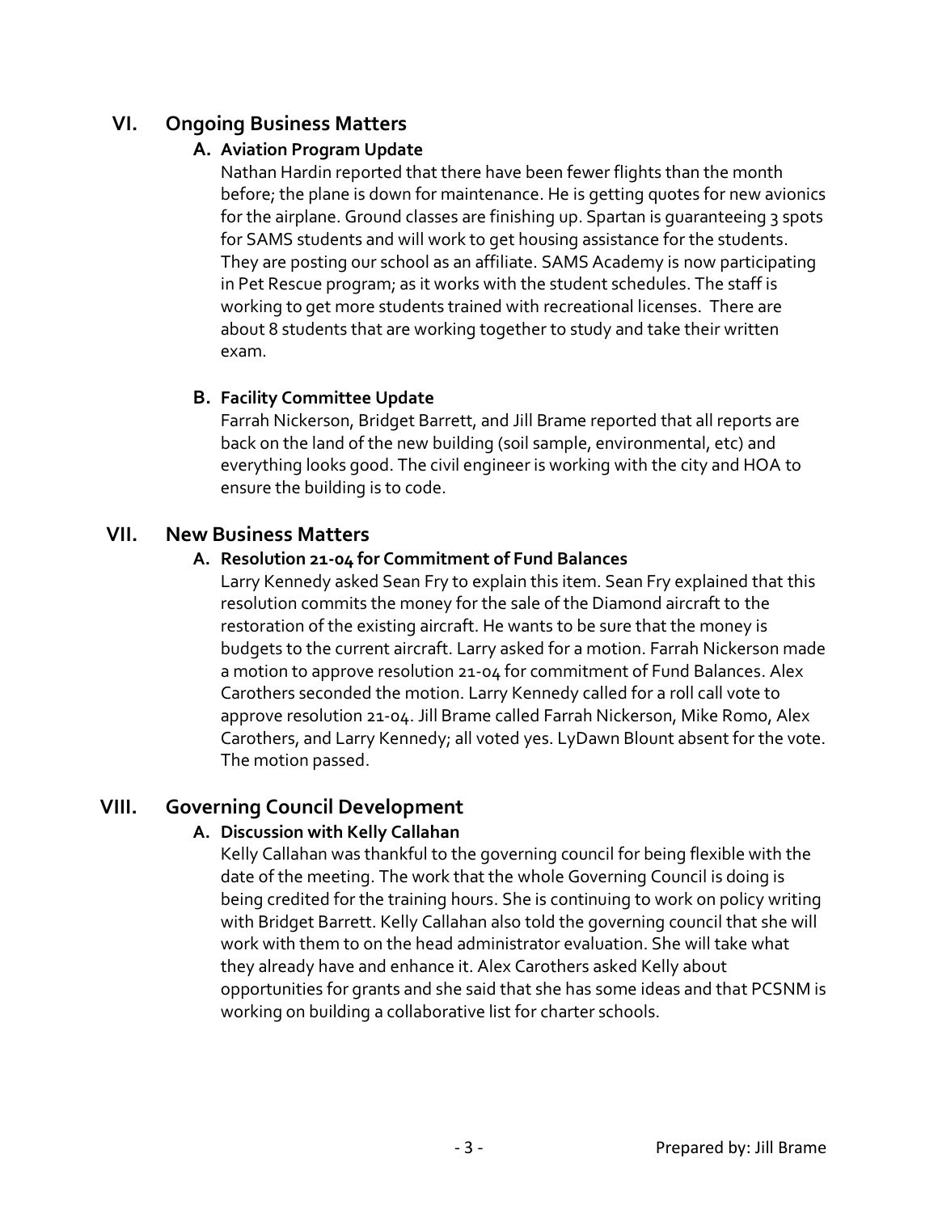## VI. Ongoing Business Matters

### A. Aviation Program Update

Nathan Hardin reported that there have been fewer flights than the month before; the plane is down for maintenance. He is getting quotes for new avionics for the airplane. Ground classes are finishing up. Spartan is guaranteeing 3 spots for SAMS students and will work to get housing assistance for the students. They are posting our school as an affiliate. SAMS Academy is now participating in Pet Rescue program; as it works with the student schedules. The staff is working to get more students trained with recreational licenses. There are about 8 students that are working together to study and take their written exam.

### B. Facility Committee Update

Farrah Nickerson, Bridget Barrett, and Jill Brame reported that all reports are back on the land of the new building (soil sample, environmental, etc) and everything looks good. The civil engineer is working with the city and HOA to ensure the building is to code.

## VII. New Business Matters

### A. Resolution 21-04 for Commitment of Fund Balances

Larry Kennedy asked Sean Fry to explain this item. Sean Fry explained that this resolution commits the money for the sale of the Diamond aircraft to the restoration of the existing aircraft. He wants to be sure that the money is budgets to the current aircraft. Larry asked for a motion. Farrah Nickerson made a motion to approve resolution 21-04 for commitment of Fund Balances. Alex Carothers seconded the motion. Larry Kennedy called for a roll call vote to approve resolution 21-04. Jill Brame called Farrah Nickerson, Mike Romo, Alex Carothers, and Larry Kennedy; all voted yes. LyDawn Blount absent for the vote. The motion passed.

## VIII. Governing Council Development

### A. Discussion with Kelly Callahan

Kelly Callahan was thankful to the governing council for being flexible with the date of the meeting. The work that the whole Governing Council is doing is being credited for the training hours. She is continuing to work on policy writing with Bridget Barrett. Kelly Callahan also told the governing council that she will work with them to on the head administrator evaluation. She will take what they already have and enhance it. Alex Carothers asked Kelly about opportunities for grants and she said that she has some ideas and that PCSNM is working on building a collaborative list for charter schools.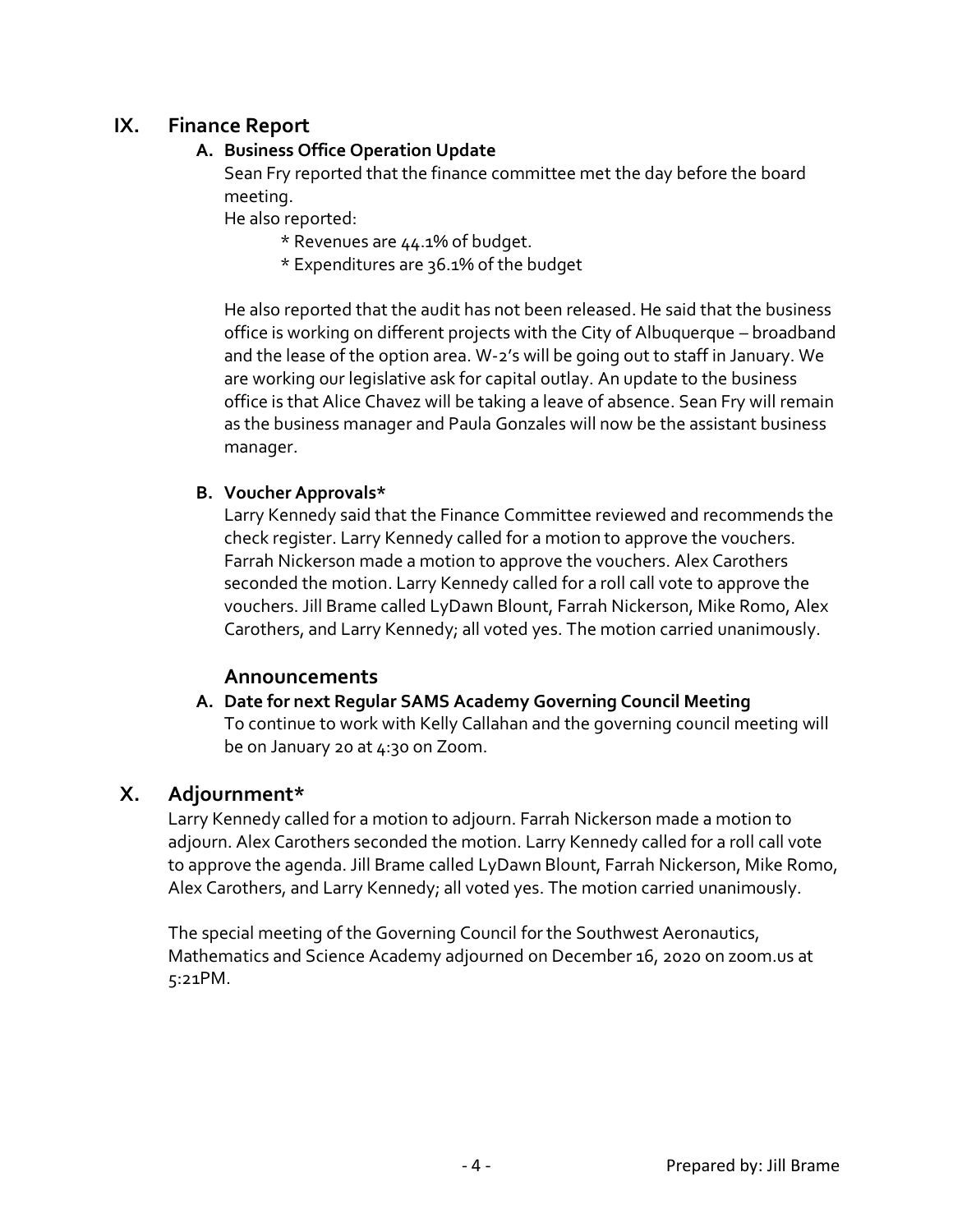## IX. Finance Report

### A. Business Office Operation Update

Sean Fry reported that the finance committee met the day before the board meeting.

He also reported:

* Revenues are 44.1% of budget.
* Expenditures are 36.1% of the budget

He also reported that the audit has not been released. He said that the business office is working on different projects with the City of Albuquerque – broadband and the lease of the option area. W-2's will be going out to staff in January. We are working our legislative ask for capital outlay. An update to the business office is that Alice Chavez will be taking a leave of absence. Sean Fry will remain as the business manager and Paula Gonzales will now be the assistant business manager.

### B. Voucher Approvals*

Larry Kennedy said that the Finance Committee reviewed and recommends the check register. Larry Kennedy called for a motion to approve the vouchers. Farrah Nickerson made a motion to approve the vouchers. Alex Carothers seconded the motion. Larry Kennedy called for a roll call vote to approve the vouchers. Jill Brame called LyDawn Blount, Farrah Nickerson, Mike Romo, Alex Carothers, and Larry Kennedy; all voted yes. The motion carried unanimously.

## Announcements

### A. Date for next Regular SAMS Academy Governing Council Meeting

To continue to work with Kelly Callahan and the governing council meeting will be on January 20 at 4:30 on Zoom.

## X. Adjournment*

Larry Kennedy called for a motion to adjourn. Farrah Nickerson made a motion to adjourn. Alex Carothers seconded the motion. Larry Kennedy called for a roll call vote to approve the agenda. Jill Brame called LyDawn Blount, Farrah Nickerson, Mike Romo, Alex Carothers, and Larry Kennedy; all voted yes. The motion carried unanimously.

The special meeting of the Governing Council for the Southwest Aeronautics, Mathematics and Science Academy adjourned on December 16, 2020 on zoom.us at 5:21PM.

Prepared by: Jill Brame